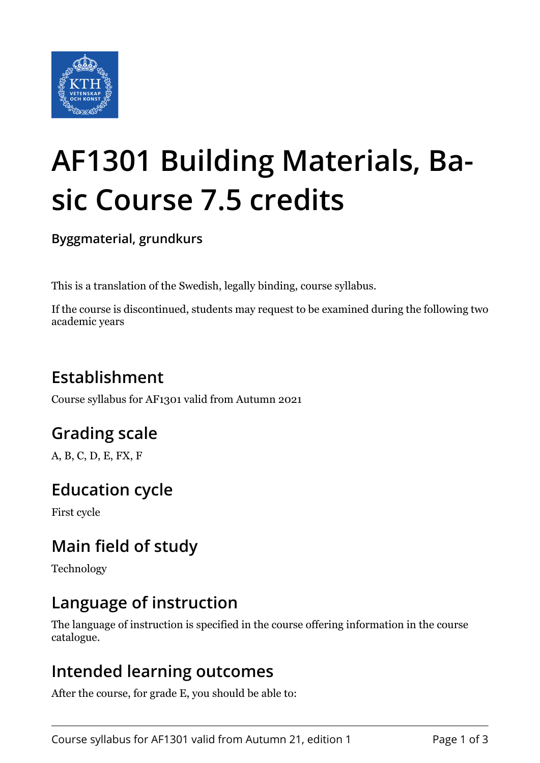# AF1301 Building Materials, Basic Course 7.5 credits

**Byggmaterial, grundkurs**

This is a translation of the Swedish, legally binding, course syllabus.

If the course is discontinued, students may request to be examined during the following two academic years

## Establishment

Course syllabus for AF1301 valid from Autumn 2021

## Grading scale

A, B, C, D, E, FX, F

## Education cycle

First cycle

## Main field of study

Technology

## Language of instruction

The language of instruction is specified in the course offering information in the course catalogue.

## Intended learning outcomes

After the course, for grade E, you should be able to: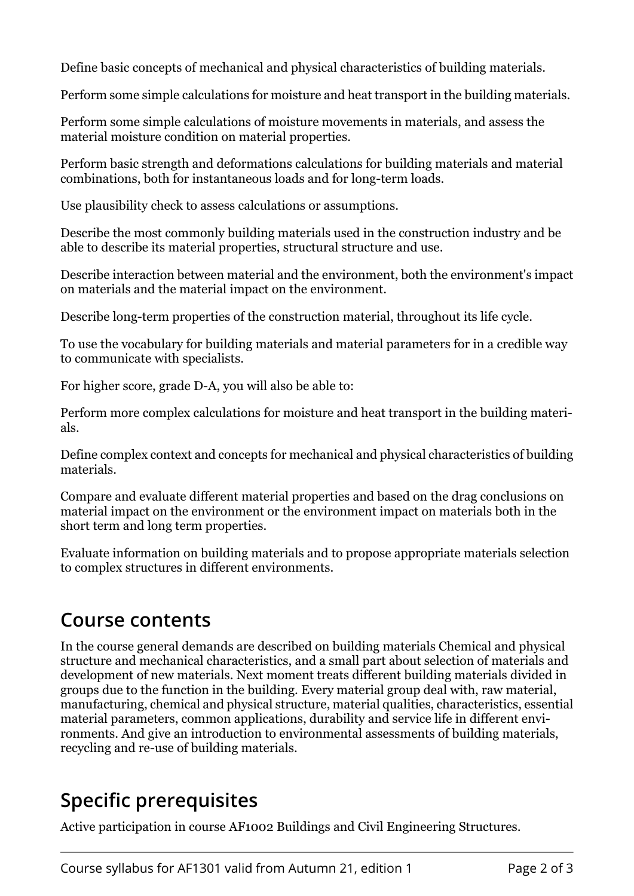Define basic concepts of mechanical and physical characteristics of building materials.

Perform some simple calculations for moisture and heat transport in the building materials.

Perform some simple calculations of moisture movements in materials, and assess the material moisture condition on material properties.

Perform basic strength and deformations calculations for building materials and material combinations, both for instantaneous loads and for long-term loads.

Use plausibility check to assess calculations or assumptions.

Describe the most commonly building materials used in the construction industry and be able to describe its material properties, structural structure and use.

Describe interaction between material and the environment, both the environment's impact on materials and the material impact on the environment.

Describe long-term properties of the construction material, throughout its life cycle.

To use the vocabulary for building materials and material parameters for in a credible way to communicate with specialists.

For higher score, grade D-A, you will also be able to:

Perform more complex calculations for moisture and heat transport in the building materials.

Define complex context and concepts for mechanical and physical characteristics of building materials.

Compare and evaluate different material properties and based on the drag conclusions on material impact on the environment or the environment impact on materials both in the short term and long term properties.

Evaluate information on building materials and to propose appropriate materials selection to complex structures in different environments.

## Course contents

In the course general demands are described on building materials Chemical and physical structure and mechanical characteristics, and a small part about selection of materials and development of new materials. Next moment treats different building materials divided in groups due to the function in the building. Every material group deal with, raw material, manufacturing, chemical and physical structure, material qualities, characteristics, essential material parameters, common applications, durability and service life in different environments. And give an introduction to environmental assessments of building materials, recycling and re-use of building materials.

## Specific prerequisites

Active participation in course AF1002 Buildings and Civil Engineering Structures.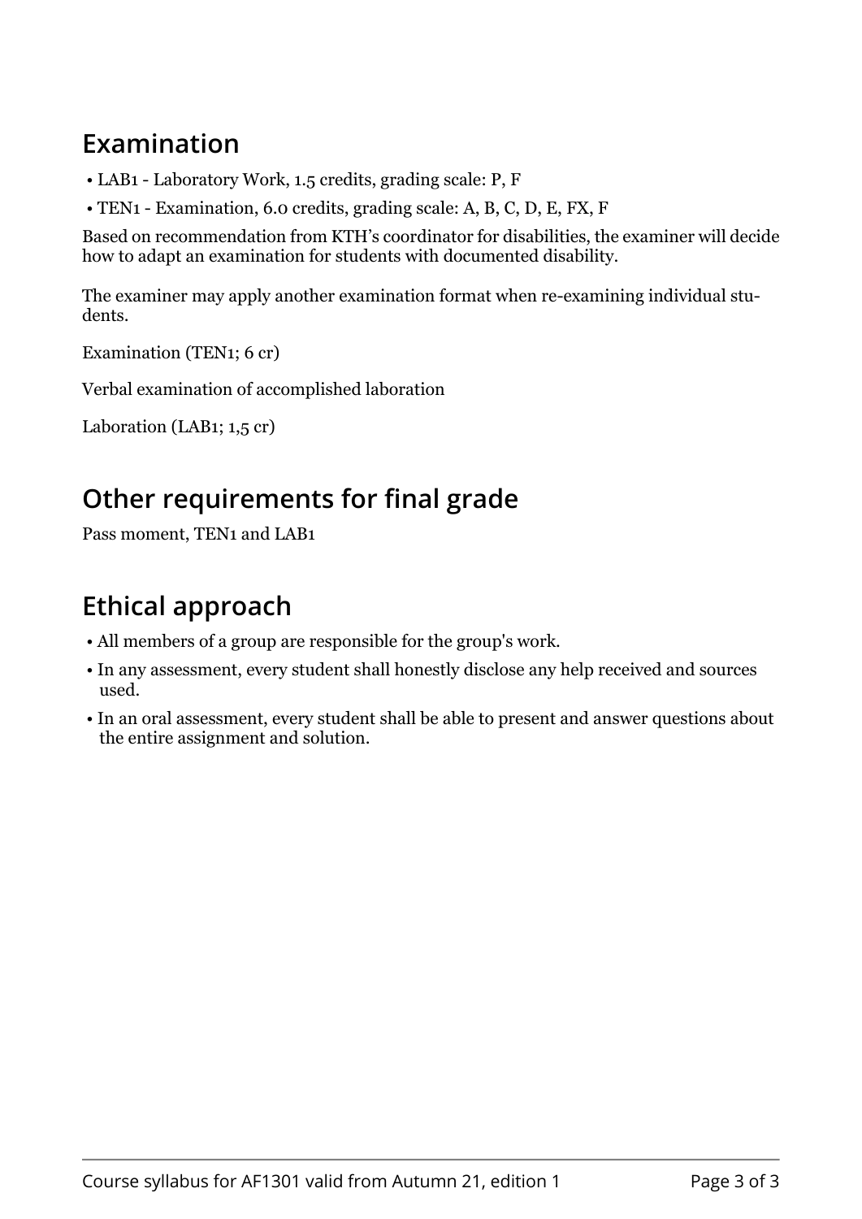## Examination

- LAB1 - Laboratory Work, 1.5 credits, grading scale: P, F
- TEN1 - Examination, 6.0 credits, grading scale: A, B, C, D, E, FX, F

Based on recommendation from KTH's coordinator for disabilities, the examiner will decide how to adapt an examination for students with documented disability.

The examiner may apply another examination format when re-examining individual students.

Examination (TEN1; 6 cr)

Verbal examination of accomplished laboration

Laboration (LAB1; 1,5 cr)

## Other requirements for final grade

Pass moment, TEN1 and LAB1

## Ethical approach

- All members of a group are responsible for the group's work.
- In any assessment, every student shall honestly disclose any help received and sources used.
- In an oral assessment, every student shall be able to present and answer questions about the entire assignment and solution.